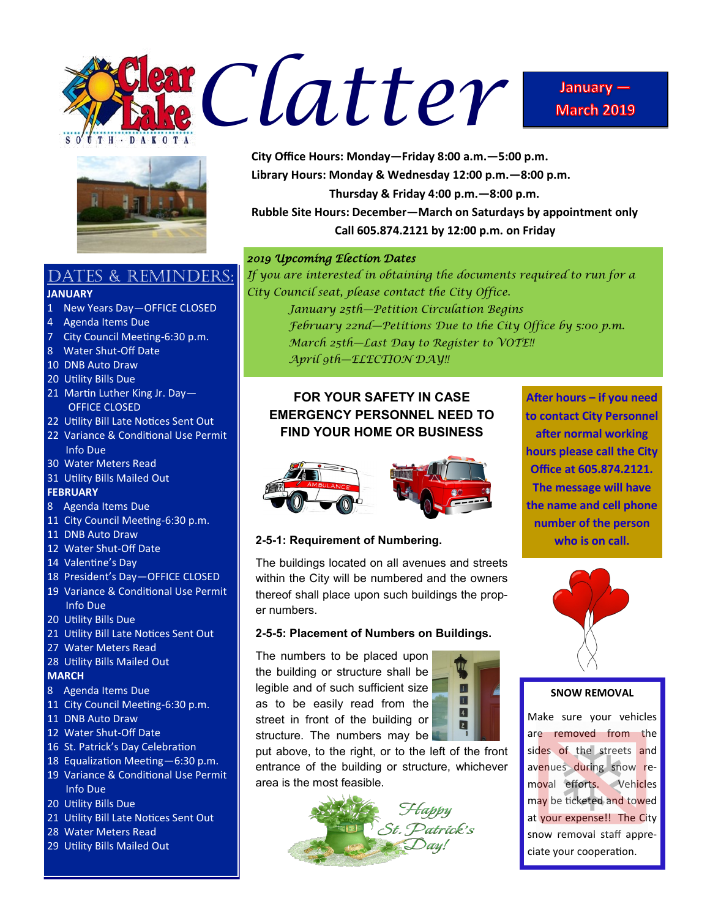# Clear Lake South Dakota Clatter

**January — March 2019**

**City Office Hours: Monday—Friday 8:00 a.m.—5:00 p.m.**

**Library Hours: Monday & Wednesday 12:00 p.m.—8:00 p.m.**

**Thursday & Friday 4:00 p.m.—8:00 p.m.**

**Rubble Site Hours: December—March on Saturdays by appointment only**

**Call 605.874.2121 by 12:00 p.m. on Friday**

## Dates & Reminders:

**JANUARY**

- 1 New Years Day—OFFICE CLOSED
- 4 Agenda Items Due
- 7 City Council Meeting-6:30 p.m.
- 8 Water Shut-Off Date
- 10 DNB Auto Draw
- 20 Utility Bills Due
- 21 Martin Luther King Jr. Day—OFFICE CLOSED
- 22 Utility Bill Late Notices Sent Out
- 22 Variance & Conditional Use Permit Info Due
- 30 Water Meters Read
- 31 Utility Bills Mailed Out

**FEBRUARY**

- 8 Agenda Items Due
- 11 City Council Meeting-6:30 p.m.
- 11 DNB Auto Draw
- 12 Water Shut-Off Date
- 14 Valentine's Day
- 18 President's Day—OFFICE CLOSED
- 19 Variance & Conditional Use Permit Info Due
- 20 Utility Bills Due
- 21 Utility Bill Late Notices Sent Out
- 27 Water Meters Read
- 28 Utility Bills Mailed Out

**MARCH**

- 8 Agenda Items Due
- 11 City Council Meeting-6:30 p.m.
- 11 DNB Auto Draw
- 12 Water Shut-Off Date
- 16 St. Patrick's Day Celebration
- 18 Equalization Meeting—6:30 p.m.
- 19 Variance & Conditional Use Permit Info Due
- 20 Utility Bills Due
- 21 Utility Bill Late Notices Sent Out
- 28 Water Meters Read
- 29 Utility Bills Mailed Out

## *2019 Upcoming Election Dates*

*If you are interested in obtaining the documents required to run for a City Council seat, please contact the City Office.*

*January 25th—Petition Circulation Begins*

*February 22nd—Petitions Due to the City Office by 5:00 p.m.*

*March 25th—Last Day to Register to VOTE!!*

*April 9th—ELECTION DAY!!*

## FOR YOUR SAFETY IN CASE EMERGENCY PERSONNEL NEED TO FIND YOUR HOME OR BUSINESS

**2-5-1: Requirement of Numbering.**

The buildings located on all avenues and streets within the City will be numbered and the owners thereof shall place upon such buildings the proper numbers.

**2-5-5: Placement of Numbers on Buildings.**

The numbers to be placed upon the building or structure shall be legible and of such sufficient size as to be easily read from the street in front of the building or structure. The numbers may be put above, to the right, or to the left of the front entrance of the building or structure, whichever area is the most feasible.

*Happy St. Patrick's Day!*

**After hours – if you need to contact City Personnel after normal working hours please call the City Office at 605.874.2121. The message will have the name and cell phone number of the person who is on call.**

## SNOW REMOVAL

Make sure your vehicles are removed from the sides of the streets and avenues during snow removal efforts. Vehicles may be ticketed and towed at your expense!! The City snow removal staff appreciate your cooperation.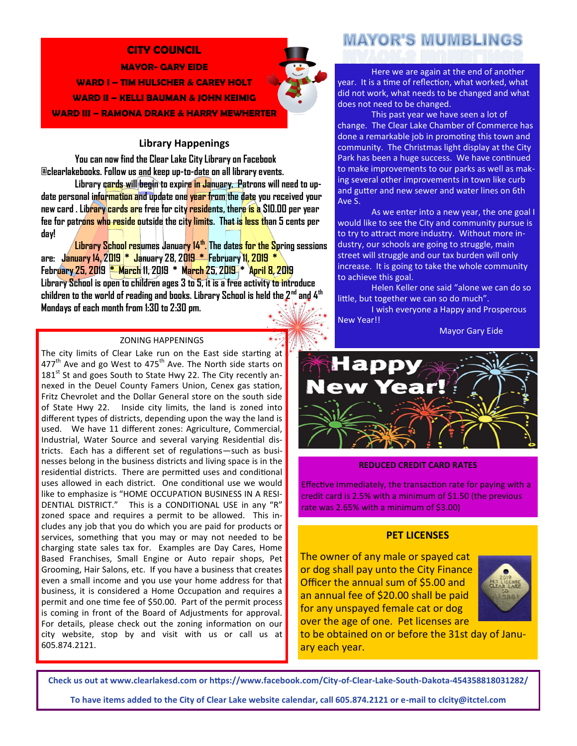**CITY COUNCIL**

**MAYOR- GARY EIDE**

**WARD I – TIM HULSCHER & CAREY HOLT**

**WARD II – KELLI BAUMAN & JOHN KEIMIG**

**WARD III – RAMONA DRAKE & HARRY MEWHERTER**

## Library Happenings

You can now find the Clear Lake City Library on Facebook @clearlakebooks. Follow us and keep up-to-date on all library events.

Library cards will begin to expire in January. Patrons will need to update personal information and update one year from the date you received your new card . Library cards are free for city residents, there is a $10.00 per year fee for patrons who reside outside the city limits. That is less than 5 cents per day!

Library School resumes January 14th. The dates for the Spring sessions are: January 14, 2019 * January 28, 2019 * February 11, 2019 * February 25, 2019 * March 11, 2019 * March 25, 2019 * April 8, 2019

Library School is open to children ages 3 to 5, it is a free activity to introduce children to the world of reading and books. Library School is held the 2nd and 4th Mondays of each month from 1:30 to 2:30 pm.

## ZONING HAPPENINGS

The city limits of Clear Lake run on the East side starting at 477th Ave and go West to 475th Ave. The North side starts on 181st St and goes South to State Hwy 22. The City recently annexed in the Deuel County Famers Union, Cenex gas station, Fritz Chevrolet and the Dollar General store on the south side of State Hwy 22. Inside city limits, the land is zoned into different types of districts, depending upon the way the land is used. We have 11 different zones: Agriculture, Commercial, Industrial, Water Source and several varying Residential districts. Each has a different set of regulations—such as businesses belong in the business districts and living space is in the residential districts. There are permitted uses and conditional uses allowed in each district. One conditional use we would like to emphasize is "HOME OCCUPATION BUSINESS IN A RESIDENTIAL DISTRICT." This is a CONDITIONAL USE in any "R" zoned space and requires a permit to be allowed. This includes any job that you do which you are paid for products or services, something that you may or may not needed to be charging state sales tax for. Examples are Day Cares, Home Based Franchises, Small Engine or Auto repair shops, Pet Grooming, Hair Salons, etc. If you have a business that creates even a small income and you use your home address for that business, it is considered a Home Occupation and requires a permit and one time fee of $50.00. Part of the permit process is coming in front of the Board of Adjustments for approval. For details, please check out the zoning information on our city website, stop by and visit with us or call us at 605.874.2121.

# MAYOR'S MUMBLINGS

Here we are again at the end of another year. It is a time of reflection, what worked, what did not work, what needs to be changed and what does not need to be changed.

This past year we have seen a lot of change. The Clear Lake Chamber of Commerce has done a remarkable job in promoting this town and community. The Christmas light display at the City Park has been a huge success. We have continued to make improvements to our parks as well as making several other improvements in town like curb and gutter and new sewer and water lines on 6th Ave S.

As we enter into a new year, the one goal I would like to see the City and community pursue is to try to attract more industry. Without more industry, our schools are going to struggle, main street will struggle and our tax burden will only increase. It is going to take the whole community to achieve this goal.

Helen Keller one said "alone we can do so little, but together we can so do much".

I wish everyone a Happy and Prosperous New Year!!

Mayor Gary Eide

Happy New Year!

## REDUCED CREDIT CARD RATES

Effective Immediately, the transaction rate for paying with a credit card is 2.5% with a minimum of $1.50 (the previous rate was 2.65% with a minimum of $3.00)

## PET LICENSES

The owner of any male or spayed cat or dog shall pay unto the City Finance Officer the annual sum of $5.00 and an annual fee of $20.00 shall be paid for any unspayed female cat or dog over the age of one. Pet licenses are to be obtained on or before the 31st day of January each year.

**Check us out at www.clearlakesd.com or https://www.facebook.com/City-of-Clear-Lake-South-Dakota-454358818031282/**

**To have items added to the City of Clear Lake website calendar, call 605.874.2121 or e-mail to clcity@itctel.com**